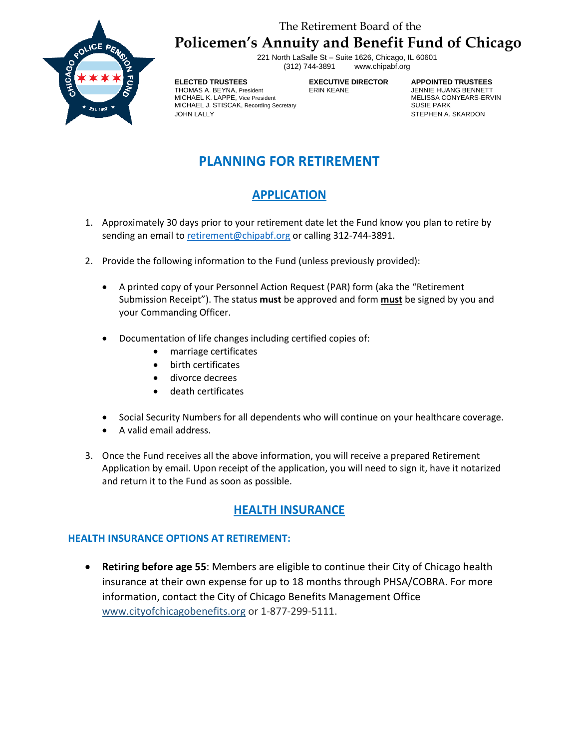The Retirement Board of the

# Policemen's Annuity and Benefit Fund of Chicago

221 North LaSalle St – Suite 1626, Chicago, IL 60601
(312) 744-3891 www.chipabf.org

**ELECTED TRUSTEES**
THOMAS A. BEYNA, President
MICHAEL K. LAPPE, Vice President
MICHAEL J. STISCAK, Recording Secretary
JOHN LALLY

**EXECUTIVE DIRECTOR**
ERIN KEANE

**APPOINTED TRUSTEES**
JENNIE HUANG BENNETT
MELISSA CONYEARS-ERVIN
SUSIE PARK
STEPHEN A. SKARDON

## PLANNING FOR RETIREMENT

## APPLICATION

1. Approximately 30 days prior to your retirement date let the Fund know you plan to retire by sending an email to retirement@chipabf.org or calling 312-744-3891.

2. Provide the following information to the Fund (unless previously provided):

   - A printed copy of your Personnel Action Request (PAR) form (aka the "Retirement Submission Receipt"). The status **must** be approved and form **must** be signed by you and your Commanding Officer.

   - Documentation of life changes including certified copies of:
     - marriage certificates
     - birth certificates
     - divorce decrees
     - death certificates

   - Social Security Numbers for all dependents who will continue on your healthcare coverage.
   - A valid email address.

3. Once the Fund receives all the above information, you will receive a prepared Retirement Application by email. Upon receipt of the application, you will need to sign it, have it notarized and return it to the Fund as soon as possible.

## HEALTH INSURANCE

### HEALTH INSURANCE OPTIONS AT RETIREMENT:

- **Retiring before age 55**: Members are eligible to continue their City of Chicago health insurance at their own expense for up to 18 months through PHSA/COBRA. For more information, contact the City of Chicago Benefits Management Office www.cityofchicagobenefits.org or 1-877-299-5111.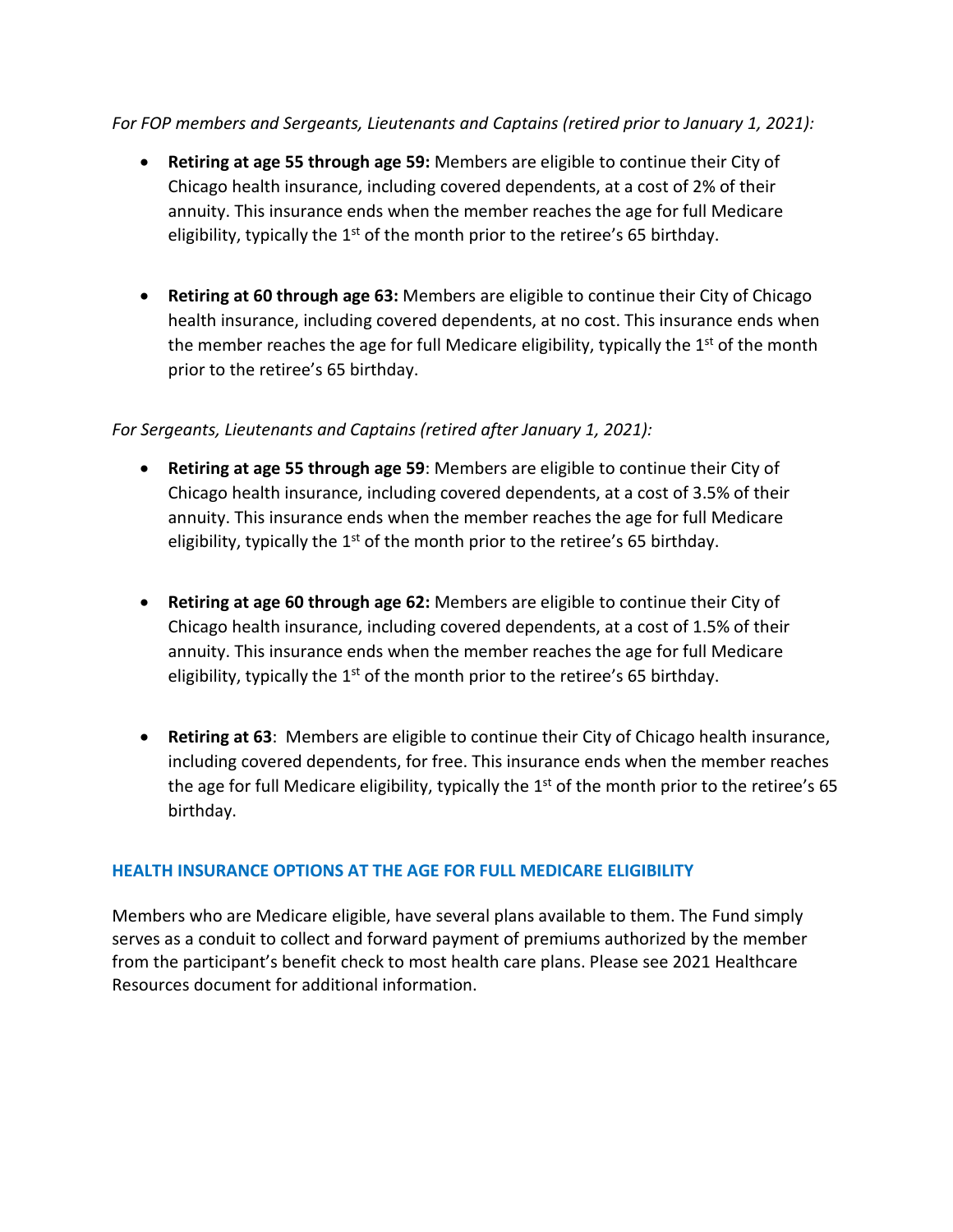*For FOP members and Sergeants, Lieutenants and Captains (retired prior to January 1, 2021):*

- **Retiring at age 55 through age 59:** Members are eligible to continue their City of Chicago health insurance, including covered dependents, at a cost of 2% of their annuity. This insurance ends when the member reaches the age for full Medicare eligibility, typically the 1st of the month prior to the retiree's 65 birthday.

- **Retiring at 60 through age 63:** Members are eligible to continue their City of Chicago health insurance, including covered dependents, at no cost. This insurance ends when the member reaches the age for full Medicare eligibility, typically the 1st of the month prior to the retiree's 65 birthday.

*For Sergeants, Lieutenants and Captains (retired after January 1, 2021):*

- **Retiring at age 55 through age 59**: Members are eligible to continue their City of Chicago health insurance, including covered dependents, at a cost of 3.5% of their annuity. This insurance ends when the member reaches the age for full Medicare eligibility, typically the 1st of the month prior to the retiree's 65 birthday.

- **Retiring at age 60 through age 62:** Members are eligible to continue their City of Chicago health insurance, including covered dependents, at a cost of 1.5% of their annuity. This insurance ends when the member reaches the age for full Medicare eligibility, typically the 1st of the month prior to the retiree's 65 birthday.

- **Retiring at 63**: Members are eligible to continue their City of Chicago health insurance, including covered dependents, for free. This insurance ends when the member reaches the age for full Medicare eligibility, typically the 1st of the month prior to the retiree's 65 birthday.

## HEALTH INSURANCE OPTIONS AT THE AGE FOR FULL MEDICARE ELIGIBILITY

Members who are Medicare eligible, have several plans available to them. The Fund simply serves as a conduit to collect and forward payment of premiums authorized by the member from the participant's benefit check to most health care plans. Please see 2021 Healthcare Resources document for additional information.